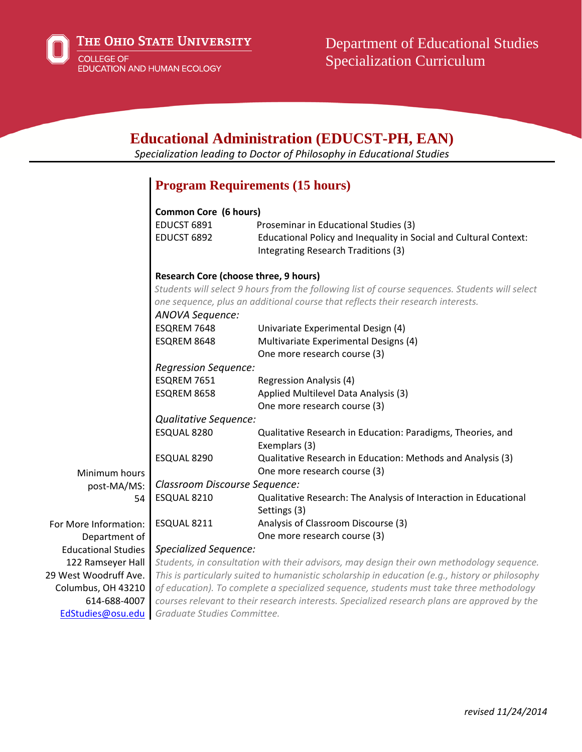The Ohio State University
College of Education and Human Ecology

Department of Educational Studies
Specialization Curriculum

# Educational Administration (EDUCST-PH, EAN)

*Specialization leading to Doctor of Philosophy in Educational Studies*

Minimum hours post-MA/MS: 54

For More Information:
Department of Educational Studies
122 Ramseyer Hall
29 West Woodruff Ave.
Columbus, OH 43210
614-688-4007
EdStudies@osu.edu

## Program Requirements (15 hours)

**Common Core (6 hours)**

| | |
|---|---|
| EDUCST 6891 | Proseminar in Educational Studies (3) |
| EDUCST 6892 | Educational Policy and Inequality in Social and Cultural Context: Integrating Research Traditions (3) |

**Research Core (choose three, 9 hours)**

*Students will select 9 hours from the following list of course sequences. Students will select one sequence, plus an additional course that reflects their research interests.*

*ANOVA Sequence:*

| | |
|---|---|
| ESQREM 7648 | Univariate Experimental Design (4) |
| ESQREM 8648 | Multivariate Experimental Designs (4) |
| | One more research course (3) |

*Regression Sequence:*

| | |
|---|---|
| ESQREM 7651 | Regression Analysis (4) |
| ESQREM 8658 | Applied Multilevel Data Analysis (3) |
| | One more research course (3) |

*Qualitative Sequence:*

| | |
|---|---|
| ESQUAL 8280 | Qualitative Research in Education: Paradigms, Theories, and Exemplars (3) |
| ESQUAL 8290 | Qualitative Research in Education: Methods and Analysis (3) |
| | One more research course (3) |

*Classroom Discourse Sequence:*

| | |
|---|---|
| ESQUAL 8210 | Qualitative Research: The Analysis of Interaction in Educational Settings (3) |
| ESQUAL 8211 | Analysis of Classroom Discourse (3) |
| | One more research course (3) |

*Specialized Sequence:*

*Students, in consultation with their advisors, may design their own methodology sequence. This is particularly suited to humanistic scholarship in education (e.g., history or philosophy of education). To complete a specialized sequence, students must take three methodology courses relevant to their research interests. Specialized research plans are approved by the Graduate Studies Committee.*

*revised 11/24/2014*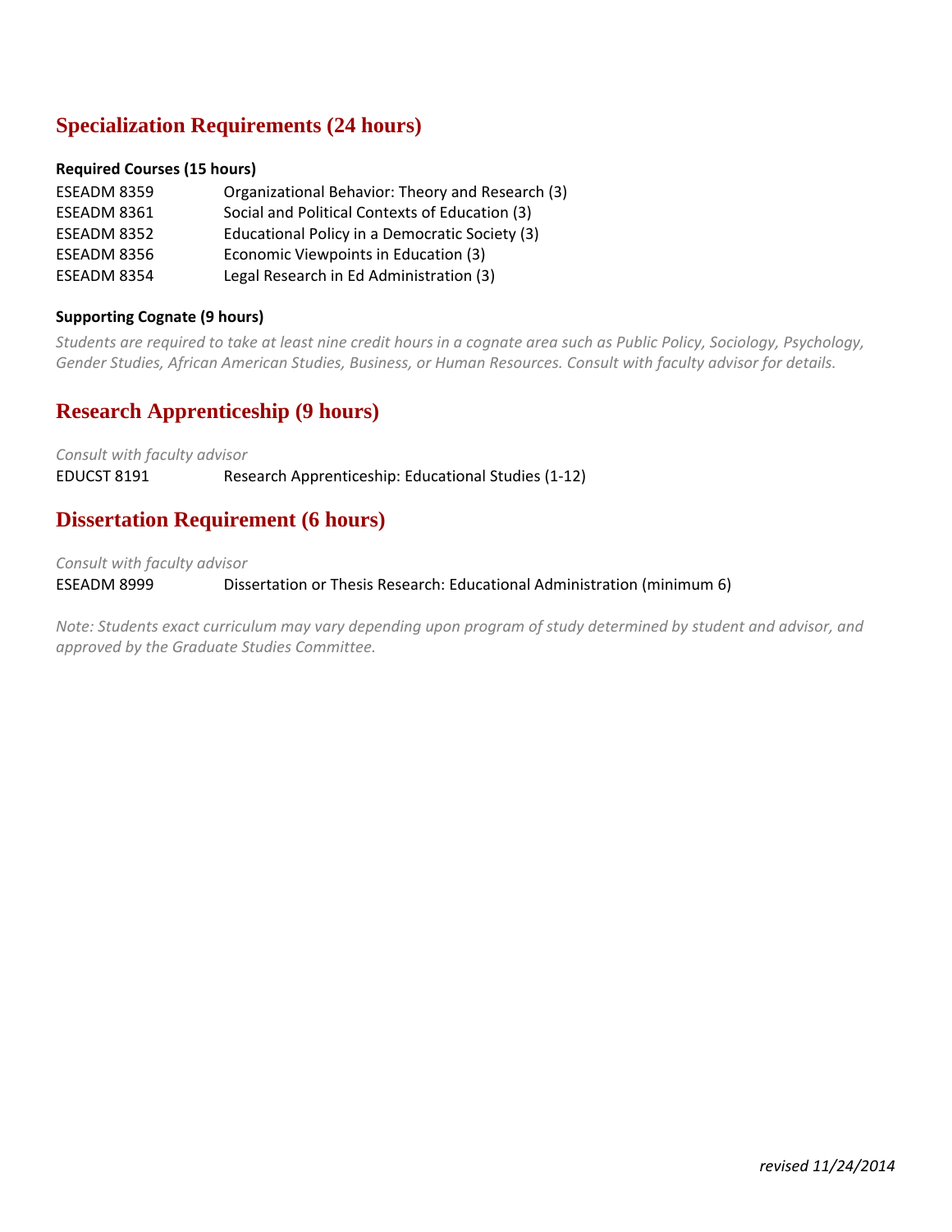## Specialization Requirements (24 hours)

**Required Courses (15 hours)**

| | |
|---|---|
| ESEADM 8359 | Organizational Behavior: Theory and Research (3) |
| ESEADM 8361 | Social and Political Contexts of Education (3) |
| ESEADM 8352 | Educational Policy in a Democratic Society (3) |
| ESEADM 8356 | Economic Viewpoints in Education (3) |
| ESEADM 8354 | Legal Research in Ed Administration (3) |

**Supporting Cognate (9 hours)**

*Students are required to take at least nine credit hours in a cognate area such as Public Policy, Sociology, Psychology, Gender Studies, African American Studies, Business, or Human Resources. Consult with faculty advisor for details.*

## Research Apprenticeship (9 hours)

*Consult with faculty advisor*

| | |
|---|---|
| EDUCST 8191 | Research Apprenticeship: Educational Studies (1-12) |

## Dissertation Requirement (6 hours)

*Consult with faculty advisor*

| | |
|---|---|
| ESEADM 8999 | Dissertation or Thesis Research: Educational Administration (minimum 6) |

*Note: Students exact curriculum may vary depending upon program of study determined by student and advisor, and approved by the Graduate Studies Committee.*

*revised 11/24/2014*